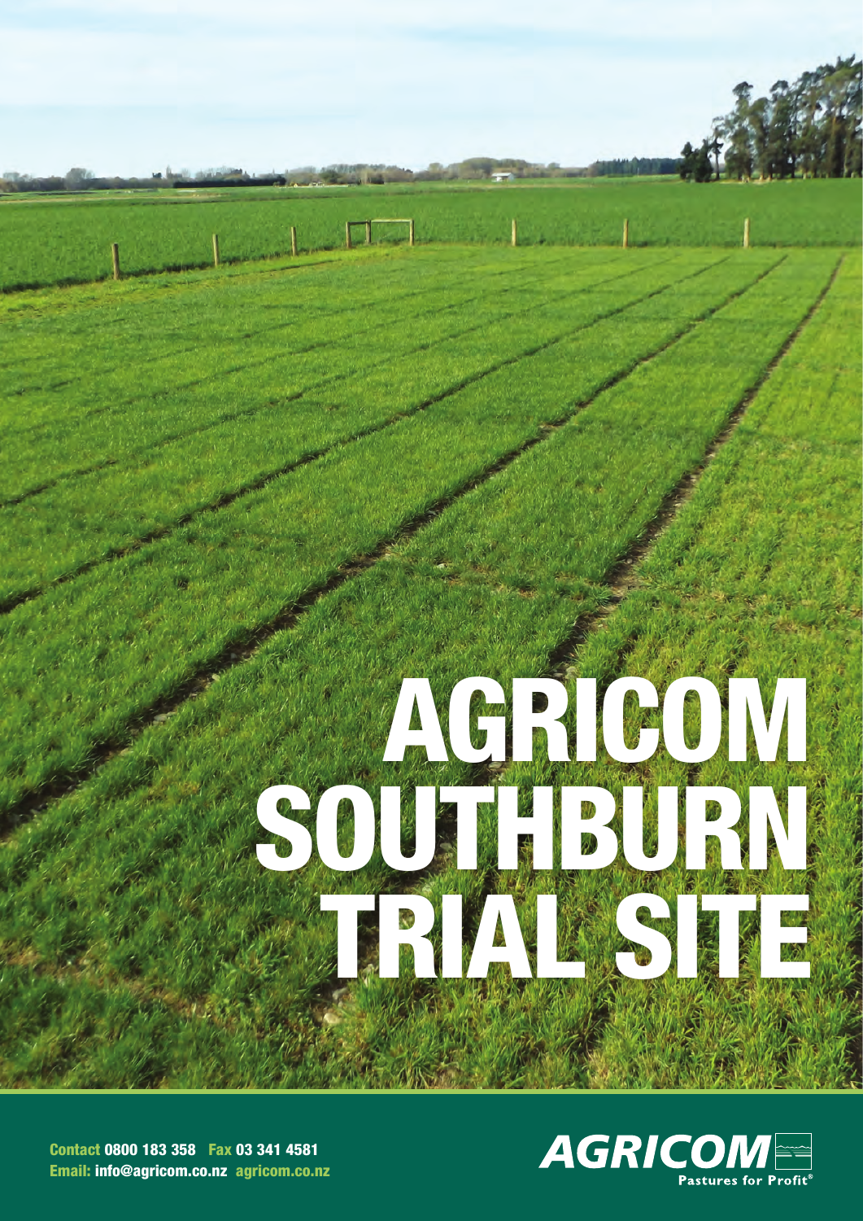# AGRICOM SOUTHBURN TRIAL SITE

**Contact** 0800 183 358 **Fax** 03 341 4581
**Email:** info@agricom.co.nz agricom.co.nz

AGRICOM
Pastures for Profit®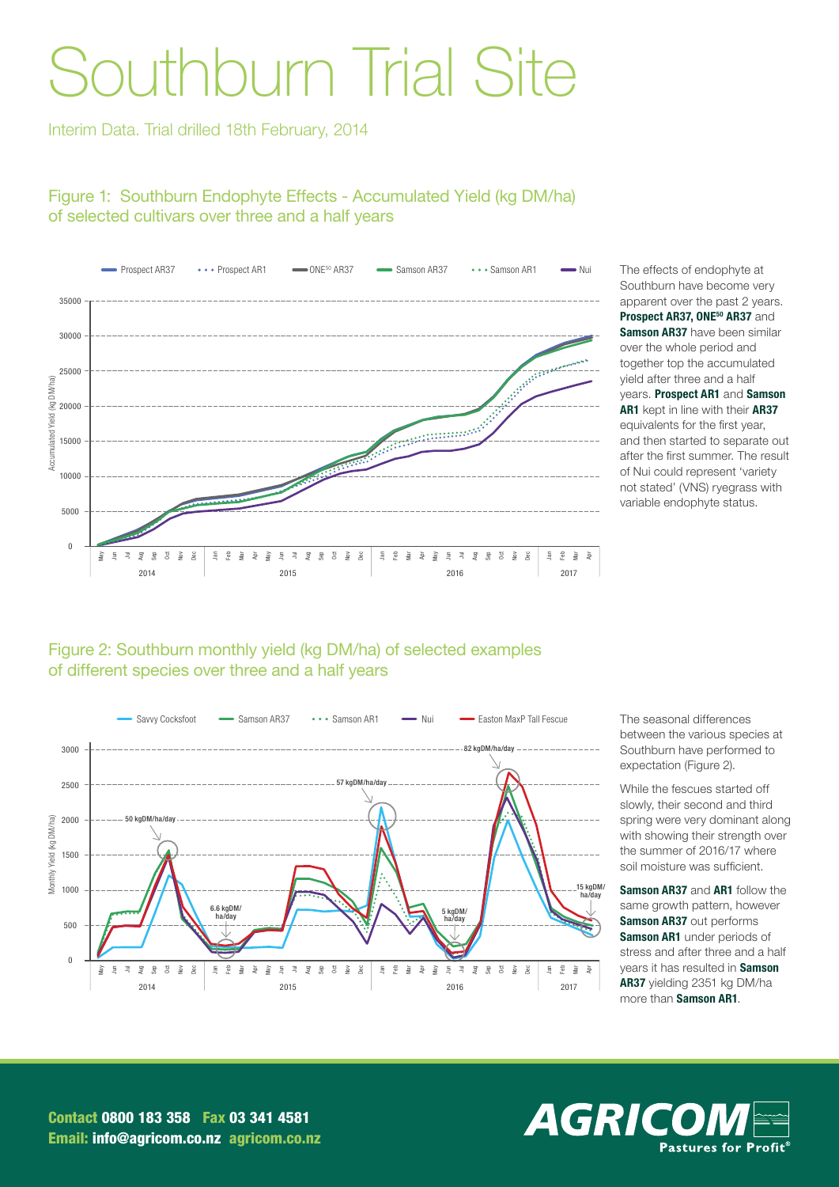# Southburn Trial Site

Interim Data. Trial drilled 18th February, 2014

## Figure 1: Southburn Endophyte Effects - Accumulated Yield (kg DM/ha) of selected cultivars over three and a half years

The effects of endophyte at Southburn have become very apparent over the past 2 years. **Prospect AR37, ONE[50] AR37** and **Samson AR37** have been similar over the whole period and together top the accumulated yield after three and a half years. **Prospect AR1** and **Samson AR1** kept in line with their **AR37** equivalents for the first year, and then started to separate out after the first summer. The result of Nui could represent 'variety not stated' (VNS) ryegrass with variable endophyte status.

## Figure 2: Southburn monthly yield (kg DM/ha) of selected examples of different species over three and a half years

The seasonal differences between the various species at Southburn have performed to expectation (Figure 2).

While the fescues started off slowly, their second and third spring were very dominant along with showing their strength over the summer of 2016/17 where soil moisture was sufficient.

**Samson AR37** and **AR1** follow the same growth pattern, however **Samson AR37** out performs **Samson AR1** under periods of stress and after three and a half years it has resulted in **Samson AR37** yielding 2351 kg DM/ha more than **Samson AR1**.

**Contact** 0800 183 358 **Fax** 03 341 4581
**Email:** info@agricom.co.nz agricom.co.nz

AGRICOM Pastures for Profit®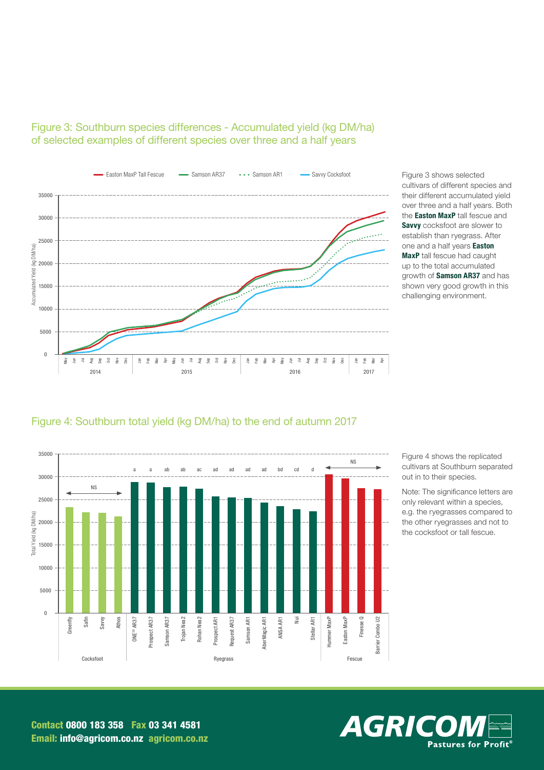## Figure 3: Southburn species differences - Accumulated yield (kg DM/ha) of selected examples of different species over three and a half years

Figure 3 shows selected cultivars of different species and their different accumulated yield over three and a half years. Both the **Easton MaxP** tall fescue and **Savvy** cocksfoot are slower to establish than ryegrass. After one and a half years **Easton MaxP** tall fescue had caught up to the total accumulated growth of **Samson AR37** and has shown very good growth in this challenging environment.

## Figure 4: Southburn total yield (kg DM/ha) to the end of autumn 2017

Figure 4 shows the replicated cultivars at Southburn separated out in to their species.

Note: The significance letters are only relevant within a species, e.g. the ryegrasses compared to the other ryegrasses and not to the cocksfoot or tall fescue.

**Contact** 0800 183 358 **Fax** 03 341 4581
**Email:** info@agricom.co.nz agricom.co.nz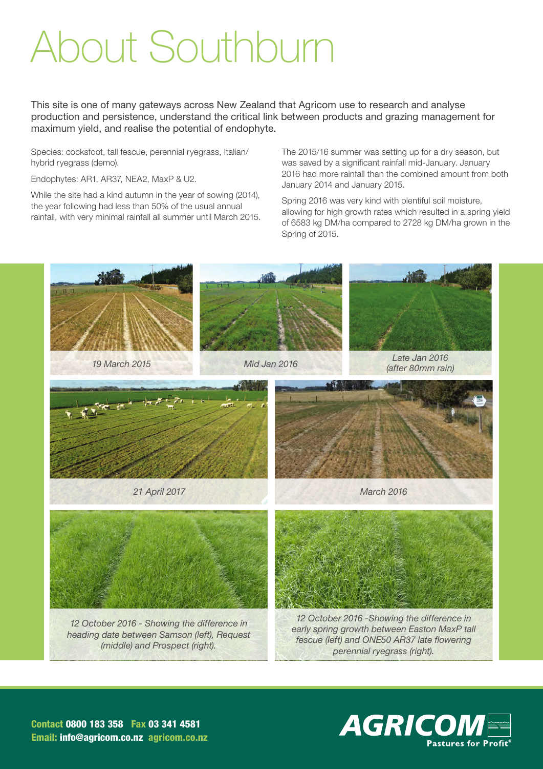# About Southburn

This site is one of many gateways across New Zealand that Agricom use to research and analyse production and persistence, understand the critical link between products and grazing management for maximum yield, and realise the potential of endophyte.

Species: cocksfoot, tall fescue, perennial ryegrass, Italian/hybrid ryegrass (demo).

Endophytes: AR1, AR37, NEA2, MaxP & U2.

While the site had a kind autumn in the year of sowing (2014), the year following had less than 50% of the usual annual rainfall, with very minimal rainfall all summer until March 2015.

The 2015/16 summer was setting up for a dry season, but was saved by a significant rainfall mid-January. January 2016 had more rainfall than the combined amount from both January 2014 and January 2015.

Spring 2016 was very kind with plentiful soil moisture, allowing for high growth rates which resulted in a spring yield of 6583 kg DM/ha compared to 2728 kg DM/ha grown in the Spring of 2015.

*19 March 2015*

*Mid Jan 2016*

*Late Jan 2016 (after 80mm rain)*

*21 April 2017*

*March 2016*

*12 October 2016 - Showing the difference in heading date between Samson (left), Request (middle) and Prospect (right).*

*12 October 2016 -Showing the difference in early spring growth between Easton MaxP tall fescue (left) and ONE50 AR37 late flowering perennial ryegrass (right).*

**Contact** 0800 183 358 **Fax** 03 341 4581
**Email:** info@agricom.co.nz agricom.co.nz

AGRICOM Pastures for Profit®